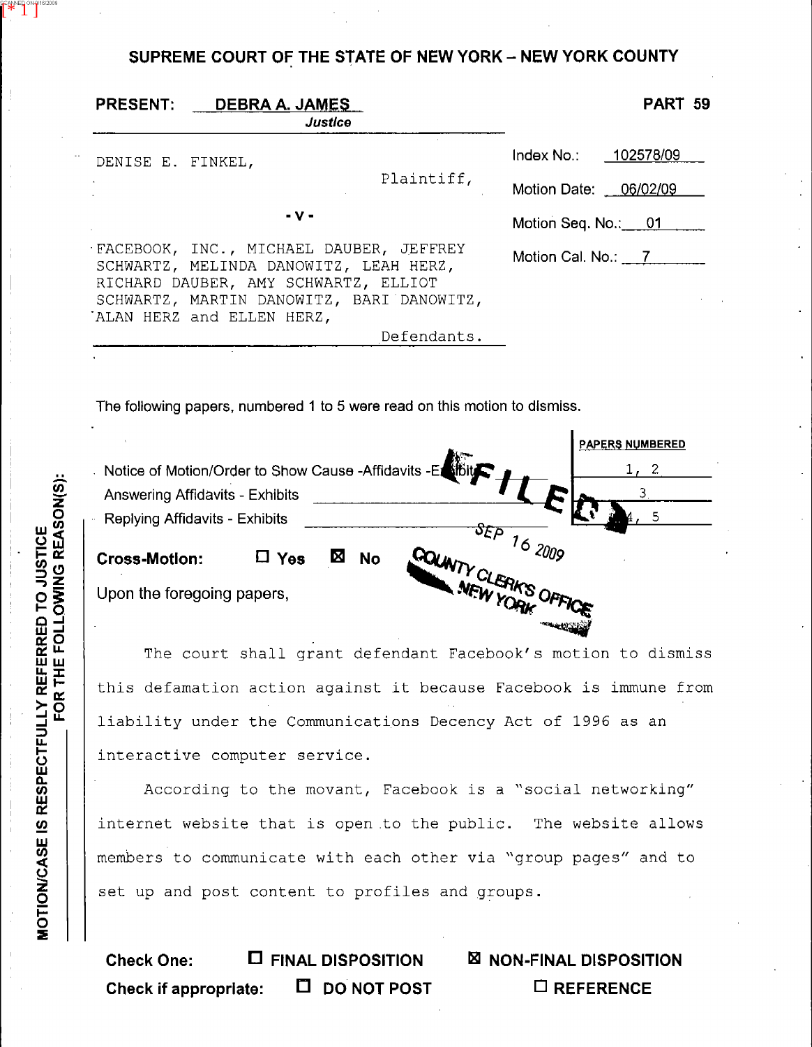**SUPREME COURT OF THE STATE OF NEW YORK – NEW YORK COUNTY**

**PRESENT:** DEBRA A. JAMES
*Justice*

**PART 59**

DENISE E. FINKEL,
Plaintiff,

- v -

FACEBOOK, INC., MICHAEL DAUBER, JEFFREY SCHWARTZ, MELINDA DANOWITZ, LEAH HERZ, RICHARD DAUBER, AMY SCHWARTZ, ELLIOT SCHWARTZ, MARTIN DANOWITZ, BARI DANOWITZ, ALAN HERZ and ELLEN HERZ,
Defendants.

Index No.: 102578/09

Motion Date: 06/02/09

Motion Seq. No.: 01

Motion Cal. No.: 7

The following papers, numbered 1 to 5 were read on this motion to dismiss.

| | PAPERS NUMBERED |
|---|---|
| Notice of Motion/Order to Show Cause -Affidavits -Exhibits | 1, 2 |
| Answering Affidavits - Exhibits | 3 |
| Replying Affidavits - Exhibits | 4, 5 |

FILED
SEP 16 2009
COUNTY CLERK'S OFFICE
NEW YORK

**Cross-Motion:** ☐ Yes ☒ No

Upon the foregoing papers,

The court shall grant defendant Facebook's motion to dismiss this defamation action against it because Facebook is immune from liability under the Communications Decency Act of 1996 as an interactive computer service.

According to the movant, Facebook is a "social networking" internet website that is open to the public. The website allows members to communicate with each other via "group pages" and to set up and post content to profiles and groups.

MOTION/CASE IS RESPECTFULLY REFERRED TO JUSTICE FOR THE FOLLOWING REASON(S):

**Check One:** ☐ FINAL DISPOSITION ☒ NON-FINAL DISPOSITION

**Check if appropriate:** ☐ DO NOT POST ☐ REFERENCE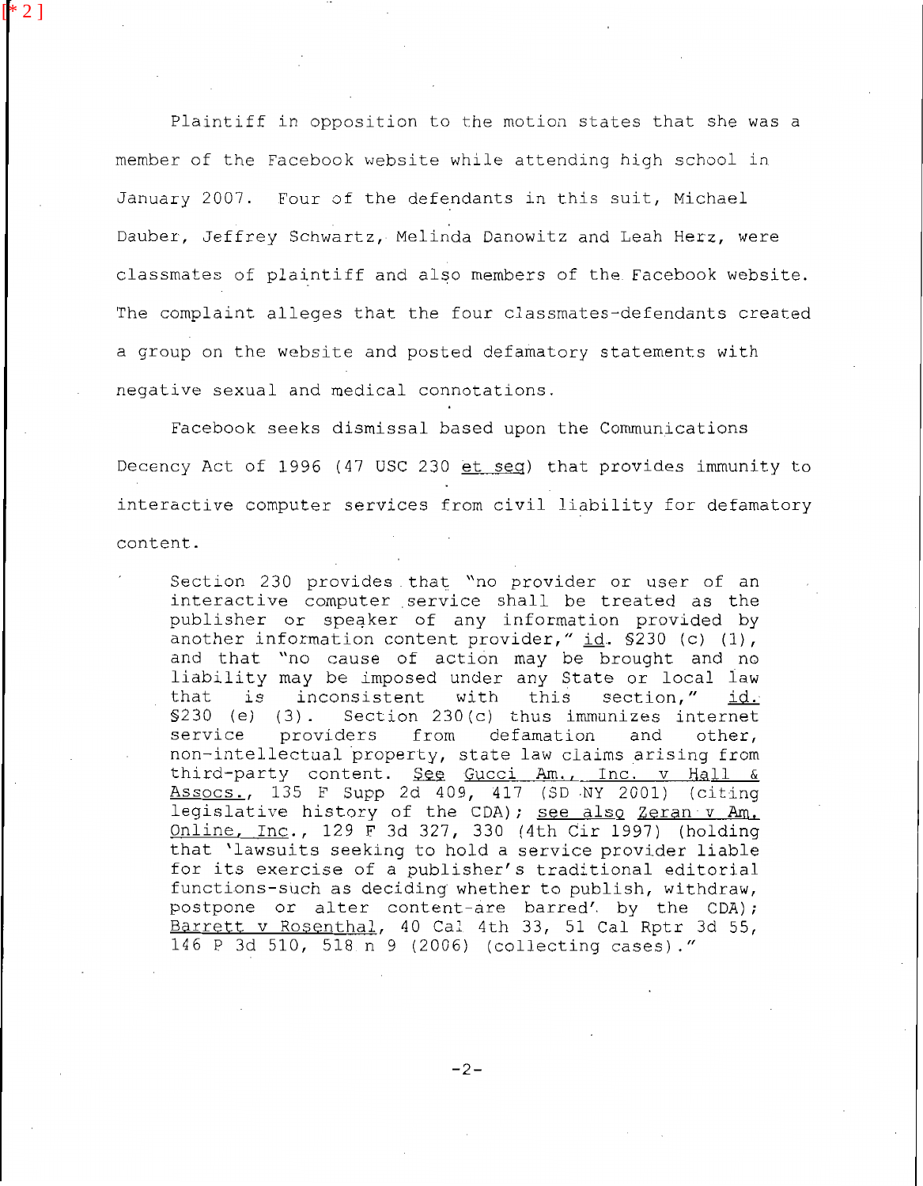Plaintiff in opposition to the motion states that she was a member of the Facebook website while attending high school in January 2007. Four of the defendants in this suit, Michael Dauber, Jeffrey Schwartz, Melinda Danowitz and Leah Herz, were classmates of plaintiff and also members of the Facebook website. The complaint alleges that the four classmates-defendants created a group on the website and posted defamatory statements with negative sexual and medical connotations.

Facebook seeks dismissal based upon the Communications Decency Act of 1996 (47 USC 230 et seq) that provides immunity to interactive computer services from civil liability for defamatory content.

> Section 230 provides that "no provider or user of an interactive computer service shall be treated as the publisher or speaker of any information provided by another information content provider," id. §230 (c) (1), and that "no cause of action may be brought and no liability may be imposed under any State or local law that is inconsistent with this section," id. §230 (e) (3). Section 230(c) thus immunizes internet service providers from defamation and other, non-intellectual property, state law claims arising from third-party content. See Gucci Am., Inc. v Hall & Assocs., 135 F Supp 2d 409, 417 (SD NY 2001) (citing legislative history of the CDA); see also Zeran v Am. Online, Inc., 129 F 3d 327, 330 (4th Cir 1997) (holding that 'lawsuits seeking to hold a service provider liable for its exercise of a publisher's traditional editorial functions-such as deciding whether to publish, withdraw, postpone or alter content-are barred' by the CDA); Barrett v Rosenthal, 40 Cal 4th 33, 51 Cal Rptr 3d 55, 146 P 3d 510, 518 n 9 (2006) (collecting cases)."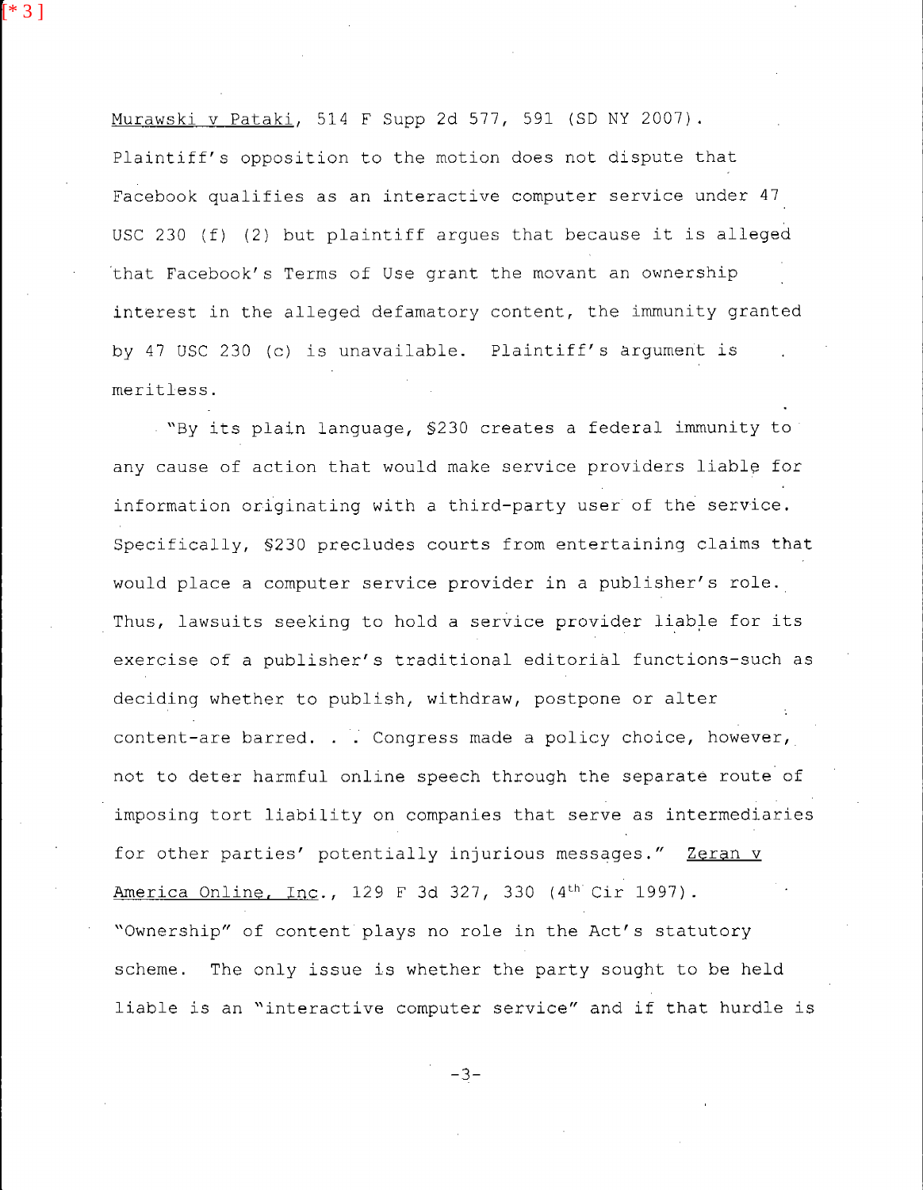[* 3 ]

Murawski v Pataki, 514 F Supp 2d 577, 591 (SD NY 2007). Plaintiff's opposition to the motion does not dispute that Facebook qualifies as an interactive computer service under 47 USC 230 (f) (2) but plaintiff argues that because it is alleged that Facebook's Terms of Use grant the movant an ownership interest in the alleged defamatory content, the immunity granted by 47 USC 230 (c) is unavailable. Plaintiff's argument is meritless.

"By its plain language, §230 creates a federal immunity to any cause of action that would make service providers liable for information originating with a third-party user of the service. Specifically, §230 precludes courts from entertaining claims that would place a computer service provider in a publisher's role. Thus, lawsuits seeking to hold a service provider liable for its exercise of a publisher's traditional editorial functions-such as deciding whether to publish, withdraw, postpone or alter content-are barred. . . Congress made a policy choice, however, not to deter harmful online speech through the separate route of imposing tort liability on companies that serve as intermediaries for other parties' potentially injurious messages." Zeran v America Online, Inc., 129 F 3d 327, 330 (4th Cir 1997). "Ownership" of content plays no role in the Act's statutory scheme. The only issue is whether the party sought to be held liable is an "interactive computer service" and if that hurdle is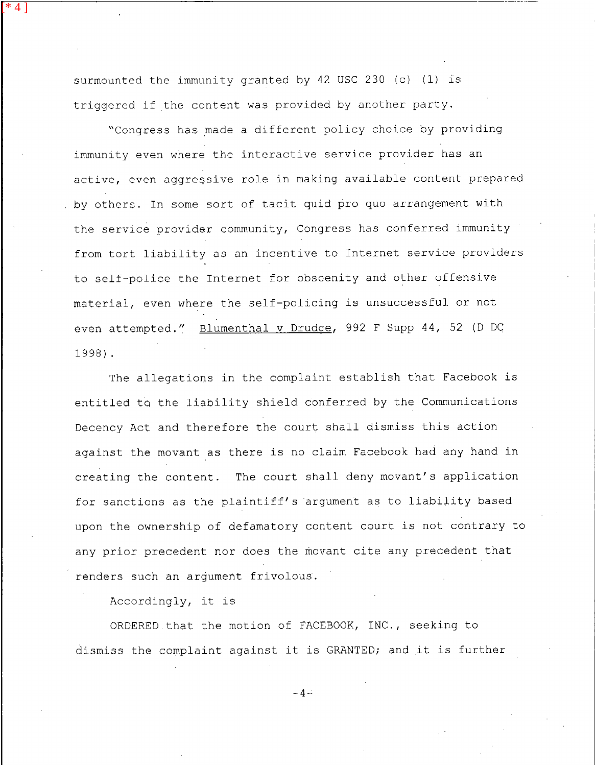[* 4]

surmounted the immunity granted by 42 USC 230 (c) (1) is triggered if the content was provided by another party.

"Congress has made a different policy choice by providing immunity even where the interactive service provider has an active, even aggressive role in making available content prepared by others. In some sort of tacit quid pro quo arrangement with the service provider community, Congress has conferred immunity from tort liability as an incentive to Internet service providers to self-police the Internet for obscenity and other offensive material, even where the self-policing is unsuccessful or not even attempted." Blumenthal v Drudge, 992 F Supp 44, 52 (D DC 1998).

The allegations in the complaint establish that Facebook is entitled to the liability shield conferred by the Communications Decency Act and therefore the court shall dismiss this action against the movant as there is no claim Facebook had any hand in creating the content. The court shall deny movant's application for sanctions as the plaintiff's argument as to liability based upon the ownership of defamatory content court is not contrary to any prior precedent nor does the movant cite any precedent that renders such an argument frivolous.

Accordingly, it is

ORDERED that the motion of FACEBOOK, INC., seeking to dismiss the complaint against it is GRANTED; and it is further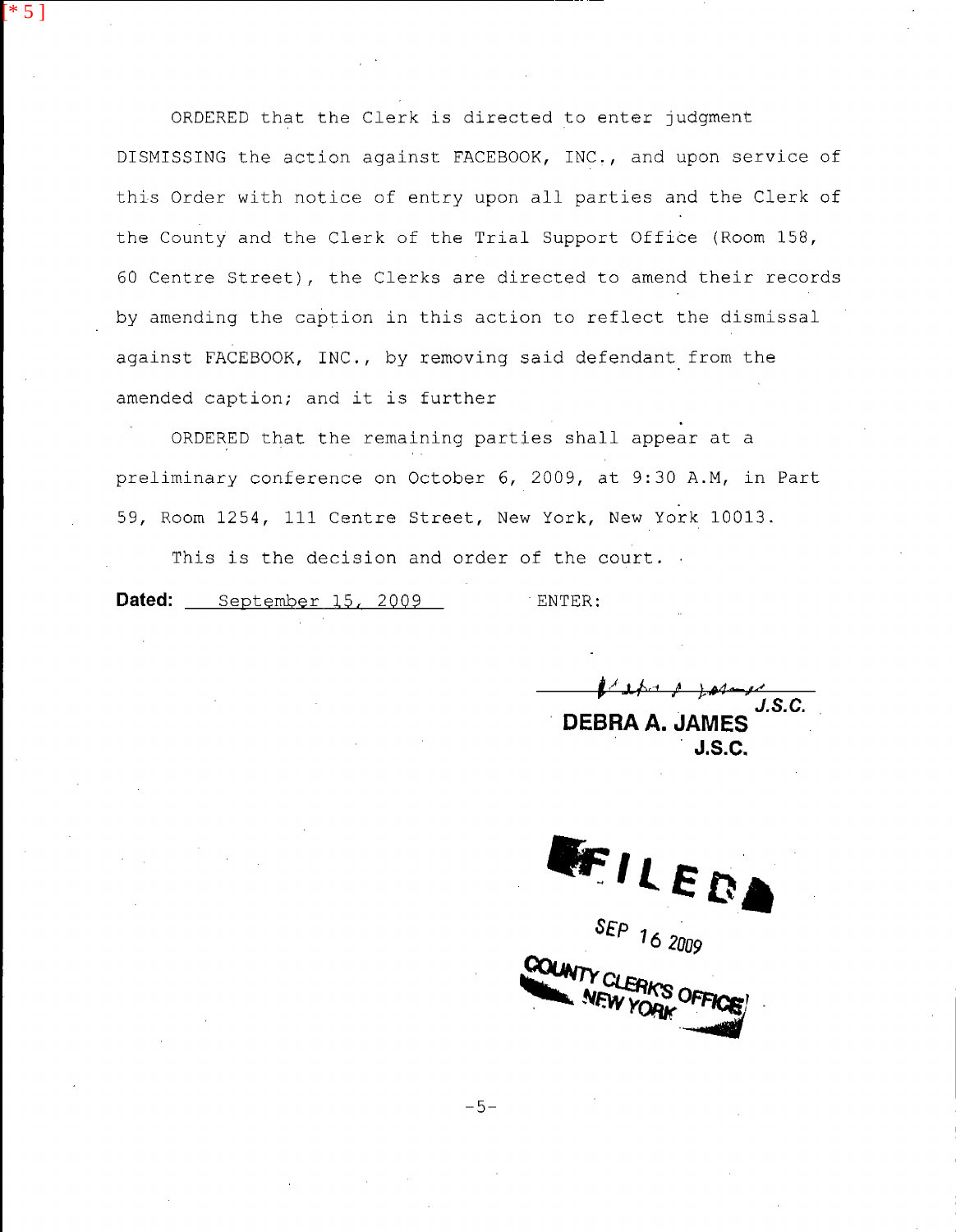[* 5]

ORDERED that the Clerk is directed to enter judgment DISMISSING the action against FACEBOOK, INC., and upon service of this Order with notice of entry upon all parties and the Clerk of the County and the Clerk of the Trial Support Office (Room 158, 60 Centre Street), the Clerks are directed to amend their records by amending the caption in this action to reflect the dismissal against FACEBOOK, INC., by removing said defendant from the amended caption; and it is further

ORDERED that the remaining parties shall appear at a preliminary conference on October 6, 2009, at 9:30 A.M, in Part 59, Room 1254, 111 Centre Street, New York, New York 10013.

This is the decision and order of the court.

**Dated:** September 15, 2009 ENTER:

J.S.C.

**DEBRA A. JAMES**
**J.S.C.**

FILED
SEP 16 2009
COUNTY CLERK'S OFFICE
NEW YORK